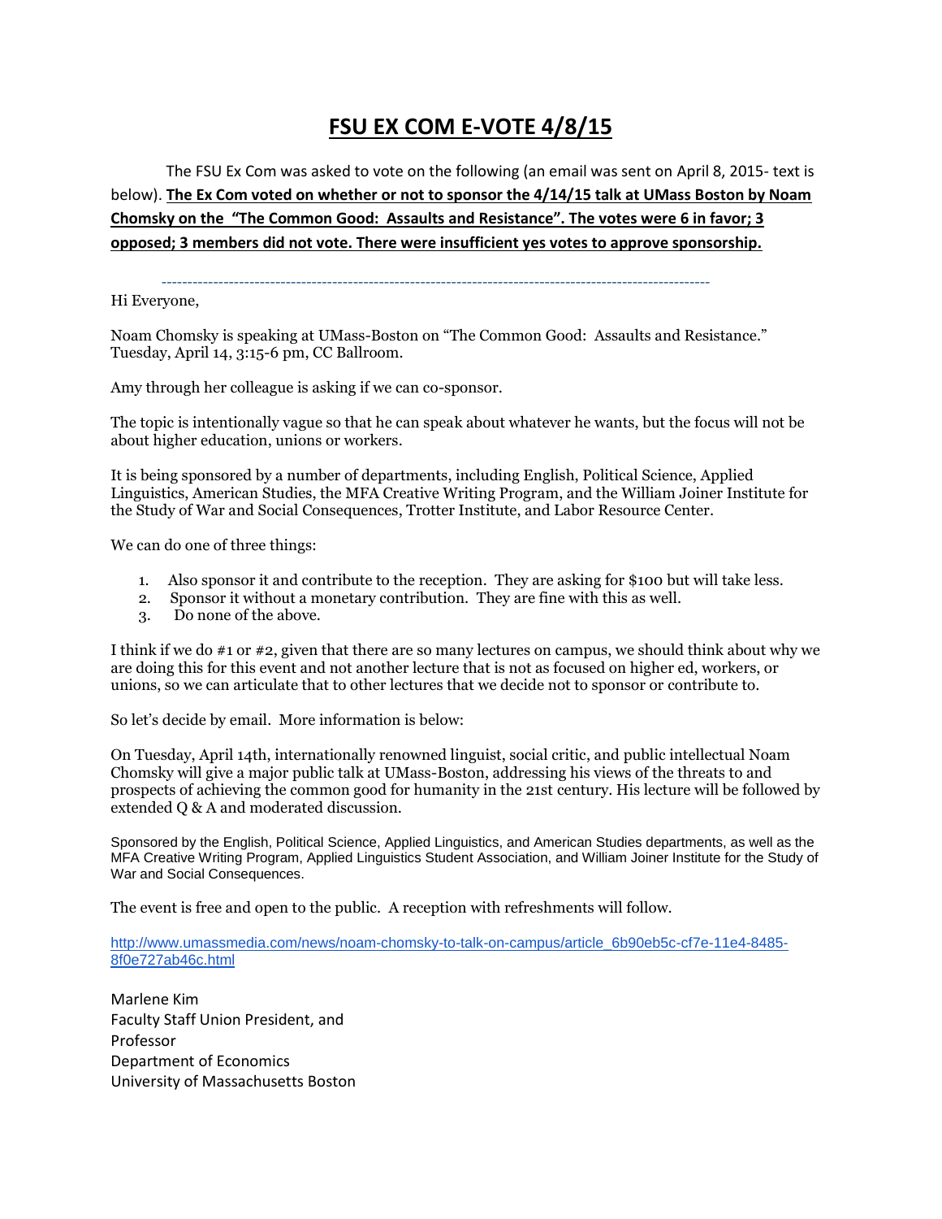# FSU EX COM E-VOTE 4/8/15

The FSU Ex Com was asked to vote on the following (an email was sent on April 8, 2015- text is below). **The Ex Com voted on whether or not to sponsor the 4/14/15 talk at UMass Boston by Noam Chomsky on the "The Common Good: Assaults and Resistance". The votes were 6 in favor; 3 opposed; 3 members did not vote. There were insufficient yes votes to approve sponsorship.**

---

Hi Everyone,

Noam Chomsky is speaking at UMass-Boston on "The Common Good: Assaults and Resistance." Tuesday, April 14, 3:15-6 pm, CC Ballroom.

Amy through her colleague is asking if we can co-sponsor.

The topic is intentionally vague so that he can speak about whatever he wants, but the focus will not be about higher education, unions or workers.

It is being sponsored by a number of departments, including English, Political Science, Applied Linguistics, American Studies, the MFA Creative Writing Program, and the William Joiner Institute for the Study of War and Social Consequences, Trotter Institute, and Labor Resource Center.

We can do one of three things:

1. Also sponsor it and contribute to the reception. They are asking for $100 but will take less.
2. Sponsor it without a monetary contribution. They are fine with this as well.
3. Do none of the above.

I think if we do #1 or #2, given that there are so many lectures on campus, we should think about why we are doing this for this event and not another lecture that is not as focused on higher ed, workers, or unions, so we can articulate that to other lectures that we decide not to sponsor or contribute to.

So let's decide by email. More information is below:

On Tuesday, April 14th, internationally renowned linguist, social critic, and public intellectual Noam Chomsky will give a major public talk at UMass-Boston, addressing his views of the threats to and prospects of achieving the common good for humanity in the 21st century. His lecture will be followed by extended Q & A and moderated discussion.

Sponsored by the English, Political Science, Applied Linguistics, and American Studies departments, as well as the MFA Creative Writing Program, Applied Linguistics Student Association, and William Joiner Institute for the Study of War and Social Consequences.

The event is free and open to the public. A reception with refreshments will follow.

http://www.umassmedia.com/news/noam-chomsky-to-talk-on-campus/article_6b90eb5c-cf7e-11e4-8485-8f0e727ab46c.html

Marlene Kim
Faculty Staff Union President, and
Professor
Department of Economics
University of Massachusetts Boston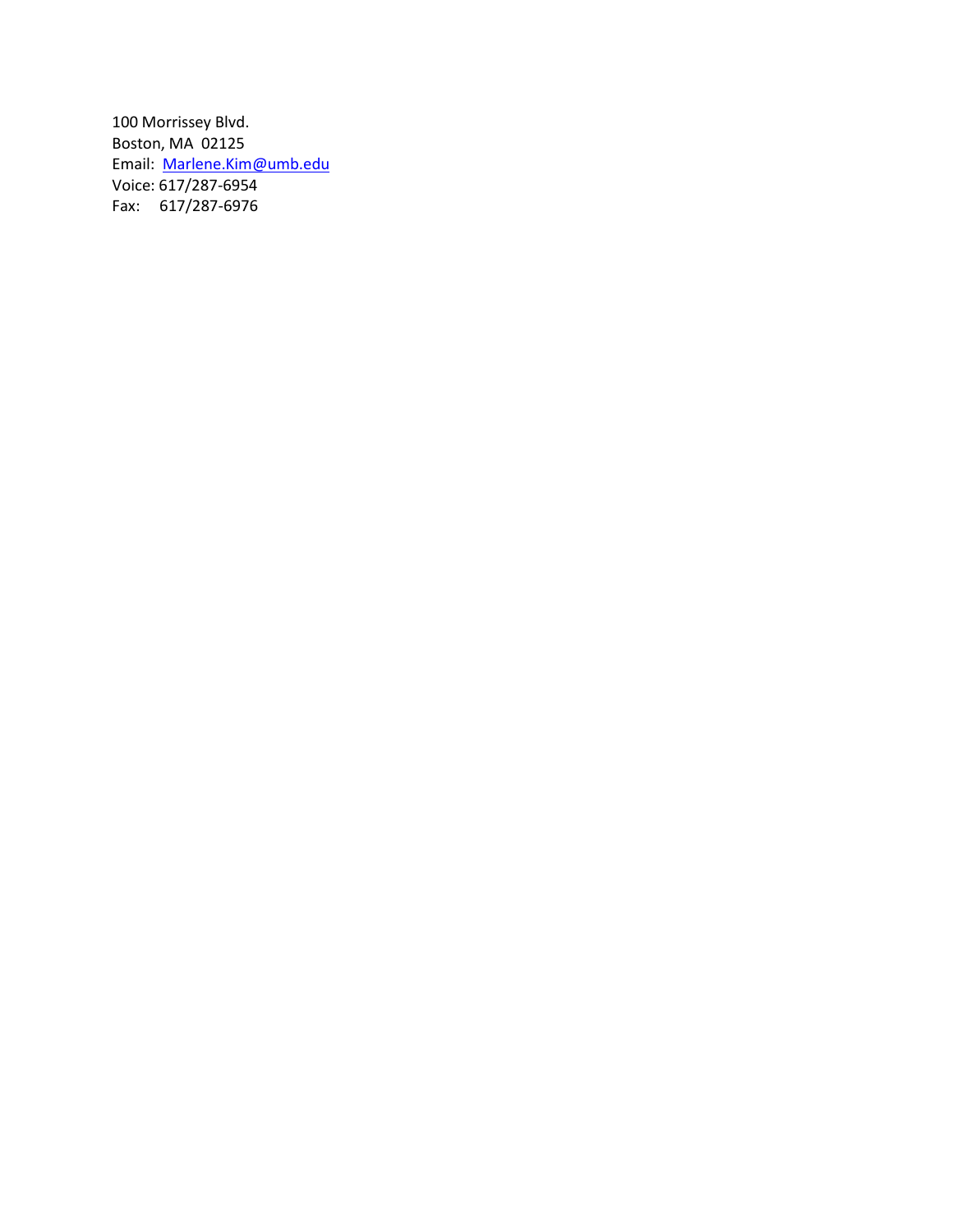100 Morrissey Blvd.
Boston, MA 02125
Email: [Marlene.Kim@umb.edu](mailto:Marlene.Kim@umb.edu)
Voice: 617/287-6954
Fax: 617/287-6976